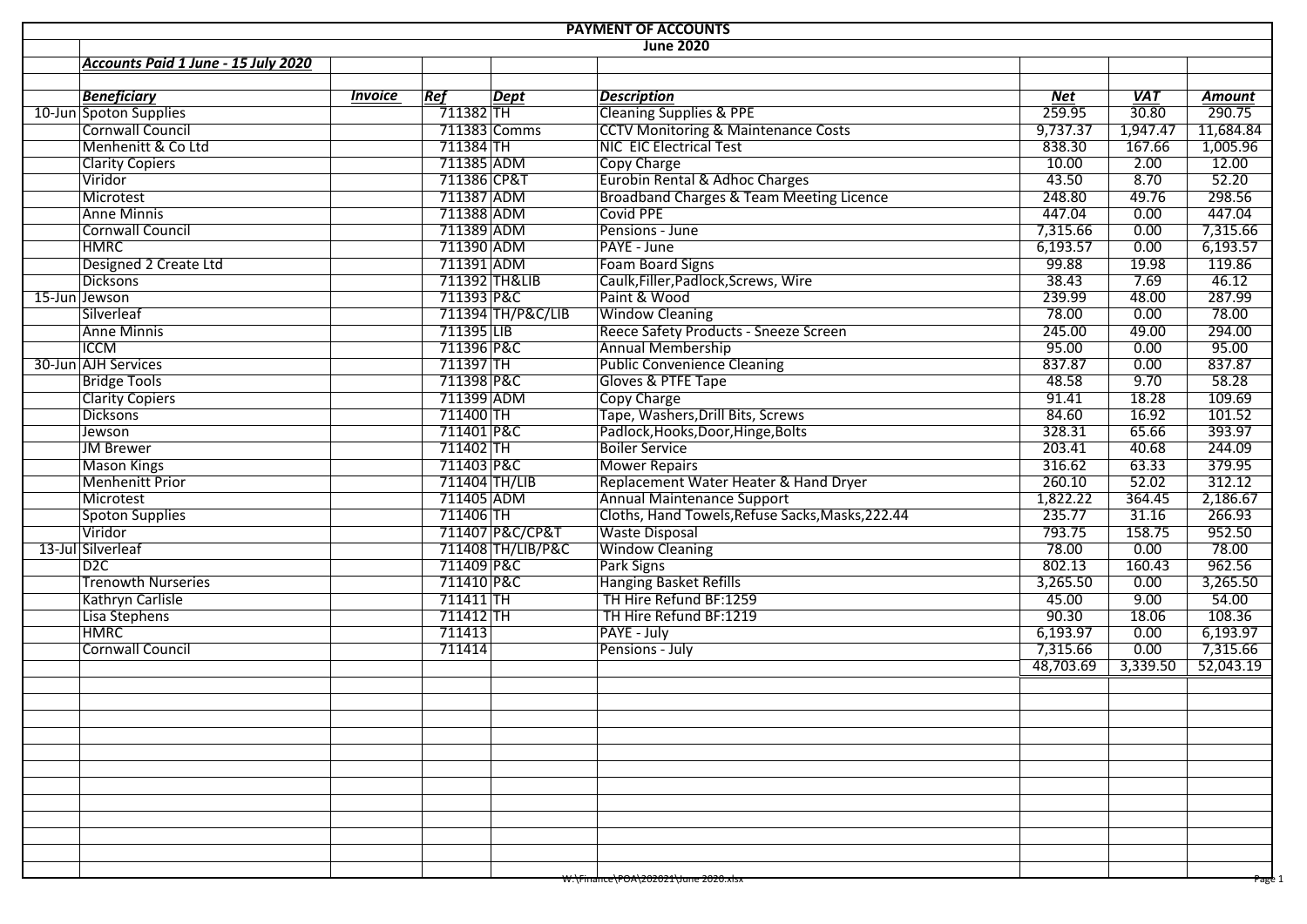# PAYMENT OF ACCOUNTS

## June 2020

***Accounts Paid 1 June - 15 July 2020***

| | ***Beneficiary*** | ***Invoice*** | ***Ref*** | ***Dept*** | ***Description*** | ***Net*** | ***VAT*** | ***Amount*** |
|---|---|---|---|---|---|---|---|---|
| 10-Jun | Spoton Supplies | | 711382 | TH | Cleaning Supplies & PPE | 259.95 | 30.80 | 290.75 |
| | Cornwall Council | | 711383 | Comms | CCTV Monitoring & Maintenance Costs | 9,737.37 | 1,947.47 | 11,684.84 |
| | Menhenitt & Co Ltd | | 711384 | TH | NIC EIC Electrical Test | 838.30 | 167.66 | 1,005.96 |
| | Clarity Copiers | | 711385 | ADM | Copy Charge | 10.00 | 2.00 | 12.00 |
| | Viridor | | 711386 | CP&T | Eurobin Rental & Adhoc Charges | 43.50 | 8.70 | 52.20 |
| | Microtest | | 711387 | ADM | Broadband Charges & Team Meeting Licence | 248.80 | 49.76 | 298.56 |
| | Anne Minnis | | 711388 | ADM | Covid PPE | 447.04 | 0.00 | 447.04 |
| | Cornwall Council | | 711389 | ADM | Pensions - June | 7,315.66 | 0.00 | 7,315.66 |
| | HMRC | | 711390 | ADM | PAYE - June | 6,193.57 | 0.00 | 6,193.57 |
| | Designed 2 Create Ltd | | 711391 | ADM | Foam Board Signs | 99.88 | 19.98 | 119.86 |
| | Dicksons | | 711392 | TH&LIB | Caulk,Filler,Padlock,Screws, Wire | 38.43 | 7.69 | 46.12 |
| 15-Jun | Jewson | | 711393 | P&C | Paint & Wood | 239.99 | 48.00 | 287.99 |
| | Silverleaf | | 711394 | TH/P&C/LIB | Window Cleaning | 78.00 | 0.00 | 78.00 |
| | Anne Minnis | | 711395 | LIB | Reece Safety Products - Sneeze Screen | 245.00 | 49.00 | 294.00 |
| | ICCM | | 711396 | P&C | Annual Membership | 95.00 | 0.00 | 95.00 |
| 30-Jun | AJH Services | | 711397 | TH | Public Convenience Cleaning | 837.87 | 0.00 | 837.87 |
| | Bridge Tools | | 711398 | P&C | Gloves & PTFE Tape | 48.58 | 9.70 | 58.28 |
| | Clarity Copiers | | 711399 | ADM | Copy Charge | 91.41 | 18.28 | 109.69 |
| | Dicksons | | 711400 | TH | Tape, Washers,Drill Bits, Screws | 84.60 | 16.92 | 101.52 |
| | Jewson | | 711401 | P&C | Padlock,Hooks,Door,Hinge,Bolts | 328.31 | 65.66 | 393.97 |
| | JM Brewer | | 711402 | TH | Boiler Service | 203.41 | 40.68 | 244.09 |
| | Mason Kings | | 711403 | P&C | Mower Repairs | 316.62 | 63.33 | 379.95 |
| | Menhenitt Prior | | 711404 | TH/LIB | Replacement Water Heater & Hand Dryer | 260.10 | 52.02 | 312.12 |
| | Microtest | | 711405 | ADM | Annual Maintenance Support | 1,822.22 | 364.45 | 2,186.67 |
| | Spoton Supplies | | 711406 | TH | Cloths, Hand Towels,Refuse Sacks,Masks,222.44 | 235.77 | 31.16 | 266.93 |
| | Viridor | | 711407 | P&C/CP&T | Waste Disposal | 793.75 | 158.75 | 952.50 |
| 13-Jul | Silverleaf | | 711408 | TH/LIB/P&C | Window Cleaning | 78.00 | 0.00 | 78.00 |
| | D2C | | 711409 | P&C | Park Signs | 802.13 | 160.43 | 962.56 |
| | Trenowth Nurseries | | 711410 | P&C | Hanging Basket Refills | 3,265.50 | 0.00 | 3,265.50 |
| | Kathryn Carlisle | | 711411 | TH | TH Hire Refund BF:1259 | 45.00 | 9.00 | 54.00 |
| | Lisa Stephens | | 711412 | TH | TH Hire Refund BF:1219 | 90.30 | 18.06 | 108.36 |
| | HMRC | | 711413 | | PAYE - July | 6,193.97 | 0.00 | 6,193.97 |
| | Cornwall Council | | 711414 | | Pensions - July | 7,315.66 | 0.00 | 7,315.66 |
| | | | | | | 48,703.69 | 3,339.50 | 52,043.19 |

W:\Finance\POA\202021\June 2020.xlsx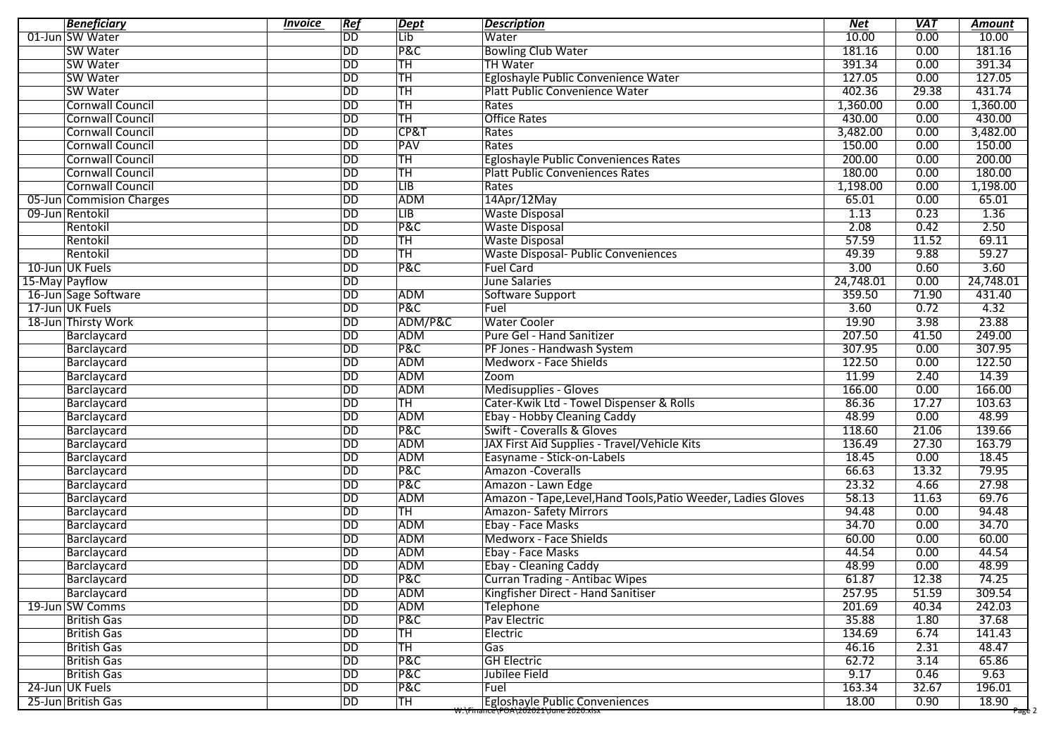| | Beneficiary | Invoice | Ref | Dept | Description | Net | VAT | Amount |
|---|---|---|---|---|---|---|---|---|
| 01-Jun | SW Water | | DD | Lib | Water | 10.00 | 0.00 | 10.00 |
| | SW Water | | DD | P&C | Bowling Club Water | 181.16 | 0.00 | 181.16 |
| | SW Water | | DD | TH | TH Water | 391.34 | 0.00 | 391.34 |
| | SW Water | | DD | TH | Egloshayle Public Convenience Water | 127.05 | 0.00 | 127.05 |
| | SW Water | | DD | TH | Platt Public Convenience Water | 402.36 | 29.38 | 431.74 |
| | Cornwall Council | | DD | TH | Rates | 1,360.00 | 0.00 | 1,360.00 |
| | Cornwall Council | | DD | TH | Office Rates | 430.00 | 0.00 | 430.00 |
| | Cornwall Council | | DD | CP&T | Rates | 3,482.00 | 0.00 | 3,482.00 |
| | Cornwall Council | | DD | PAV | Rates | 150.00 | 0.00 | 150.00 |
| | Cornwall Council | | DD | TH | Egloshayle Public Conveniences Rates | 200.00 | 0.00 | 200.00 |
| | Cornwall Council | | DD | TH | Platt Public Conveniences Rates | 180.00 | 0.00 | 180.00 |
| | Cornwall Council | | DD | LIB | Rates | 1,198.00 | 0.00 | 1,198.00 |
| 05-Jun | Commision Charges | | DD | ADM | 14Apr/12May | 65.01 | 0.00 | 65.01 |
| 09-Jun | Rentokil | | DD | LIB | Waste Disposal | 1.13 | 0.23 | 1.36 |
| | Rentokil | | DD | P&C | Waste Disposal | 2.08 | 0.42 | 2.50 |
| | Rentokil | | DD | TH | Waste Disposal | 57.59 | 11.52 | 69.11 |
| | Rentokil | | DD | TH | Waste Disposal- Public Conveniences | 49.39 | 9.88 | 59.27 |
| 10-Jun | UK Fuels | | DD | P&C | Fuel Card | 3.00 | 0.60 | 3.60 |
| 15-May | Payflow | | DD | | June Salaries | 24,748.01 | 0.00 | 24,748.01 |
| 16-Jun | Sage Software | | DD | ADM | Software Support | 359.50 | 71.90 | 431.40 |
| 17-Jun | UK Fuels | | DD | P&C | Fuel | 3.60 | 0.72 | 4.32 |
| 18-Jun | Thirsty Work | | DD | ADM/P&C | Water Cooler | 19.90 | 3.98 | 23.88 |
| | Barclaycard | | DD | ADM | Pure Gel - Hand Sanitizer | 207.50 | 41.50 | 249.00 |
| | Barclaycard | | DD | P&C | PF Jones - Handwash System | 307.95 | 0.00 | 307.95 |
| | Barclaycard | | DD | ADM | Medworx - Face Shields | 122.50 | 0.00 | 122.50 |
| | Barclaycard | | DD | ADM | Zoom | 11.99 | 2.40 | 14.39 |
| | Barclaycard | | DD | ADM | Medisupplies - Gloves | 166.00 | 0.00 | 166.00 |
| | Barclaycard | | DD | TH | Cater-Kwik Ltd - Towel Dispenser & Rolls | 86.36 | 17.27 | 103.63 |
| | Barclaycard | | DD | ADM | Ebay - Hobby Cleaning Caddy | 48.99 | 0.00 | 48.99 |
| | Barclaycard | | DD | P&C | Swift - Coveralls & Gloves | 118.60 | 21.06 | 139.66 |
| | Barclaycard | | DD | ADM | JAX First Aid Supplies - Travel/Vehicle Kits | 136.49 | 27.30 | 163.79 |
| | Barclaycard | | DD | ADM | Easyname - Stick-on-Labels | 18.45 | 0.00 | 18.45 |
| | Barclaycard | | DD | P&C | Amazon -Coveralls | 66.63 | 13.32 | 79.95 |
| | Barclaycard | | DD | P&C | Amazon - Lawn Edge | 23.32 | 4.66 | 27.98 |
| | Barclaycard | | DD | ADM | Amazon - Tape,Level,Hand Tools,Patio Weeder, Ladies Gloves | 58.13 | 11.63 | 69.76 |
| | Barclaycard | | DD | TH | Amazon- Safety Mirrors | 94.48 | 0.00 | 94.48 |
| | Barclaycard | | DD | ADM | Ebay - Face Masks | 34.70 | 0.00 | 34.70 |
| | Barclaycard | | DD | ADM | Medworx - Face Shields | 60.00 | 0.00 | 60.00 |
| | Barclaycard | | DD | ADM | Ebay - Face Masks | 44.54 | 0.00 | 44.54 |
| | Barclaycard | | DD | ADM | Ebay - Cleaning Caddy | 48.99 | 0.00 | 48.99 |
| | Barclaycard | | DD | P&C | Curran Trading - Antibac Wipes | 61.87 | 12.38 | 74.25 |
| | Barclaycard | | DD | ADM | Kingfisher Direct - Hand Sanitiser | 257.95 | 51.59 | 309.54 |
| 19-Jun | SW Comms | | DD | ADM | Telephone | 201.69 | 40.34 | 242.03 |
| | British Gas | | DD | P&C | Pav Electric | 35.88 | 1.80 | 37.68 |
| | British Gas | | DD | TH | Electric | 134.69 | 6.74 | 141.43 |
| | British Gas | | DD | TH | Gas | 46.16 | 2.31 | 48.47 |
| | British Gas | | DD | P&C | GH Electric | 62.72 | 3.14 | 65.86 |
| | British Gas | | DD | P&C | Jubilee Field | 9.17 | 0.46 | 9.63 |
| 24-Jun | UK Fuels | | DD | P&C | Fuel | 163.34 | 32.67 | 196.01 |
| 25-Jun | British Gas | | DD | TH | Egloshayle Public Conveniences | 18.00 | 0.90 | 18.90 |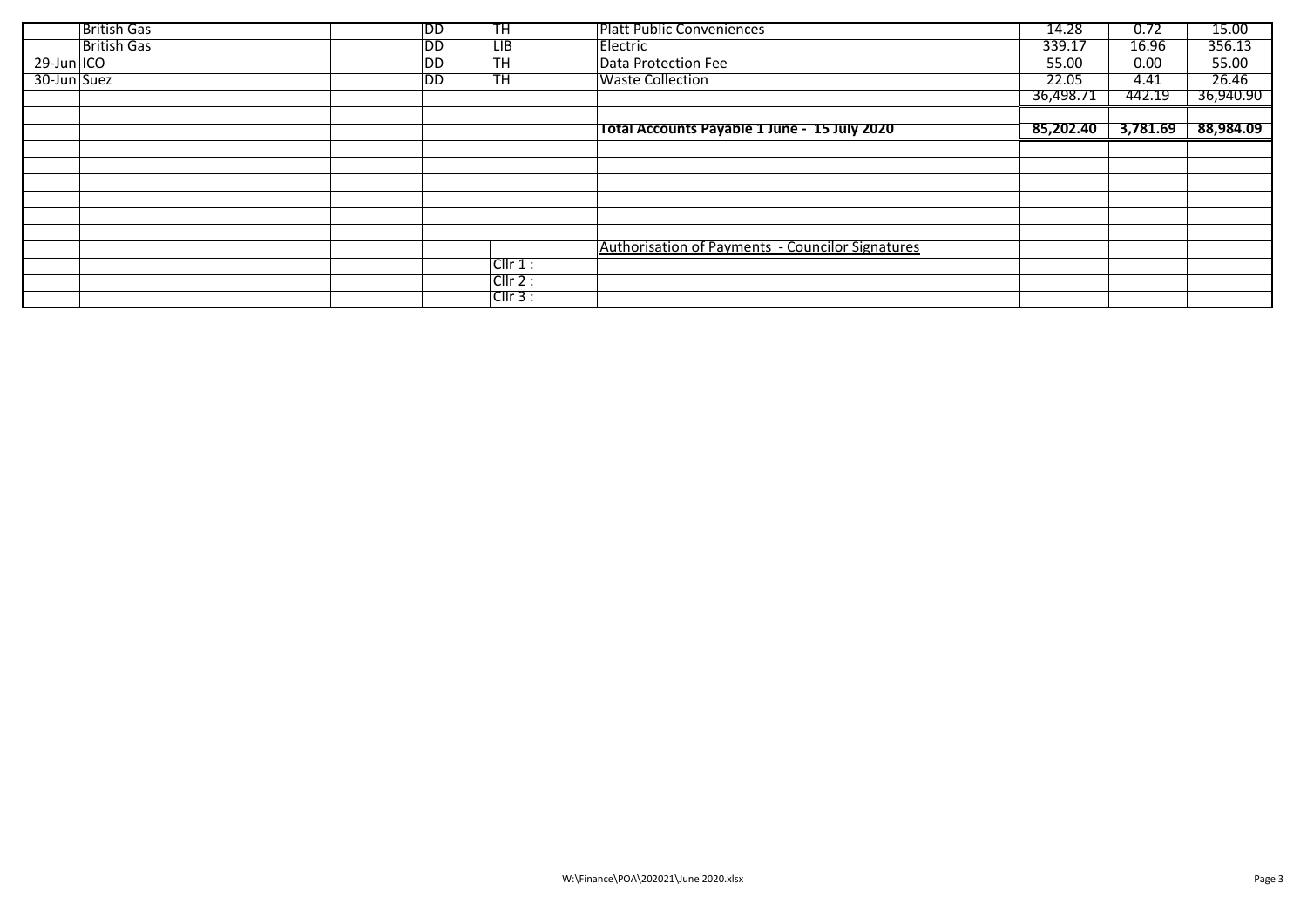| | | | | | | | | |
|---|---|---|---|---|---|---|---|---|
| | British Gas | | DD | TH | Platt Public Conveniences | 14.28 | 0.72 | 15.00 |
| | British Gas | | DD | LIB | Electric | 339.17 | 16.96 | 356.13 |
| 29-Jun | ICO | | DD | TH | Data Protection Fee | 55.00 | 0.00 | 55.00 |
| 30-Jun | Suez | | DD | TH | Waste Collection | 22.05 | 4.41 | 26.46 |
| | | | | | | 36,498.71 | 442.19 | 36,940.90 |
| | | | | | | | | |
| | | | | | **Total Accounts Payable 1 June - 15 July 2020** | **85,202.40** | **3,781.69** | **88,984.09** |
| | | | | | | | | |
| | | | | | | | | |
| | | | | | | | | |
| | | | | | | | | |
| | | | | | | | | |
| | | | | | | | | |
| | | | | | Authorisation of Payments - Councilor Signatures | | | |
| | | | | Cllr 1 : | | | | |
| | | | | Cllr 2 : | | | | |
| | | | | Cllr 3 : | | | | |

W:\Finance\POA\202021\June 2020.xlsx